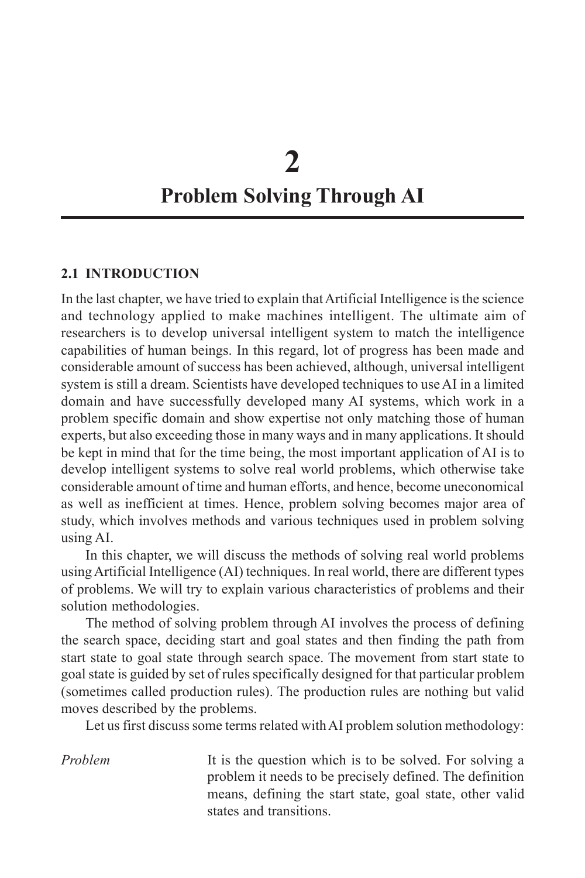# 2

# Problem Solving Through AI

## 2.1 INTRODUCTION

In the last chapter, we have tried to explain that Artificial Intelligence is the science and technology applied to make machines intelligent. The ultimate aim of researchers is to develop universal intelligent system to match the intelligence capabilities of human beings. In this regard, lot of progress has been made and considerable amount of success has been achieved, although, universal intelligent system is still a dream. Scientists have developed techniques to use AI in a limited domain and have successfully developed many AI systems, which work in a problem specific domain and show expertise not only matching those of human experts, but also exceeding those in many ways and in many applications. It should be kept in mind that for the time being, the most important application of AI is to develop intelligent systems to solve real world problems, which otherwise take considerable amount of time and human efforts, and hence, become uneconomical as well as inefficient at times. Hence, problem solving becomes major area of study, which involves methods and various techniques used in problem solving using AI.

In this chapter, we will discuss the methods of solving real world problems using Artificial Intelligence (AI) techniques. In real world, there are different types of problems. We will try to explain various characteristics of problems and their solution methodologies.

The method of solving problem through AI involves the process of defining the search space, deciding start and goal states and then finding the path from start state to goal state through search space. The movement from start state to goal state is guided by set of rules specifically designed for that particular problem (sometimes called production rules). The production rules are nothing but valid moves described by the problems.

Let us first discuss some terms related with AI problem solution methodology:

*Problem* — It is the question which is to be solved. For solving a problem it needs to be precisely defined. The definition means, defining the start state, goal state, other valid states and transitions.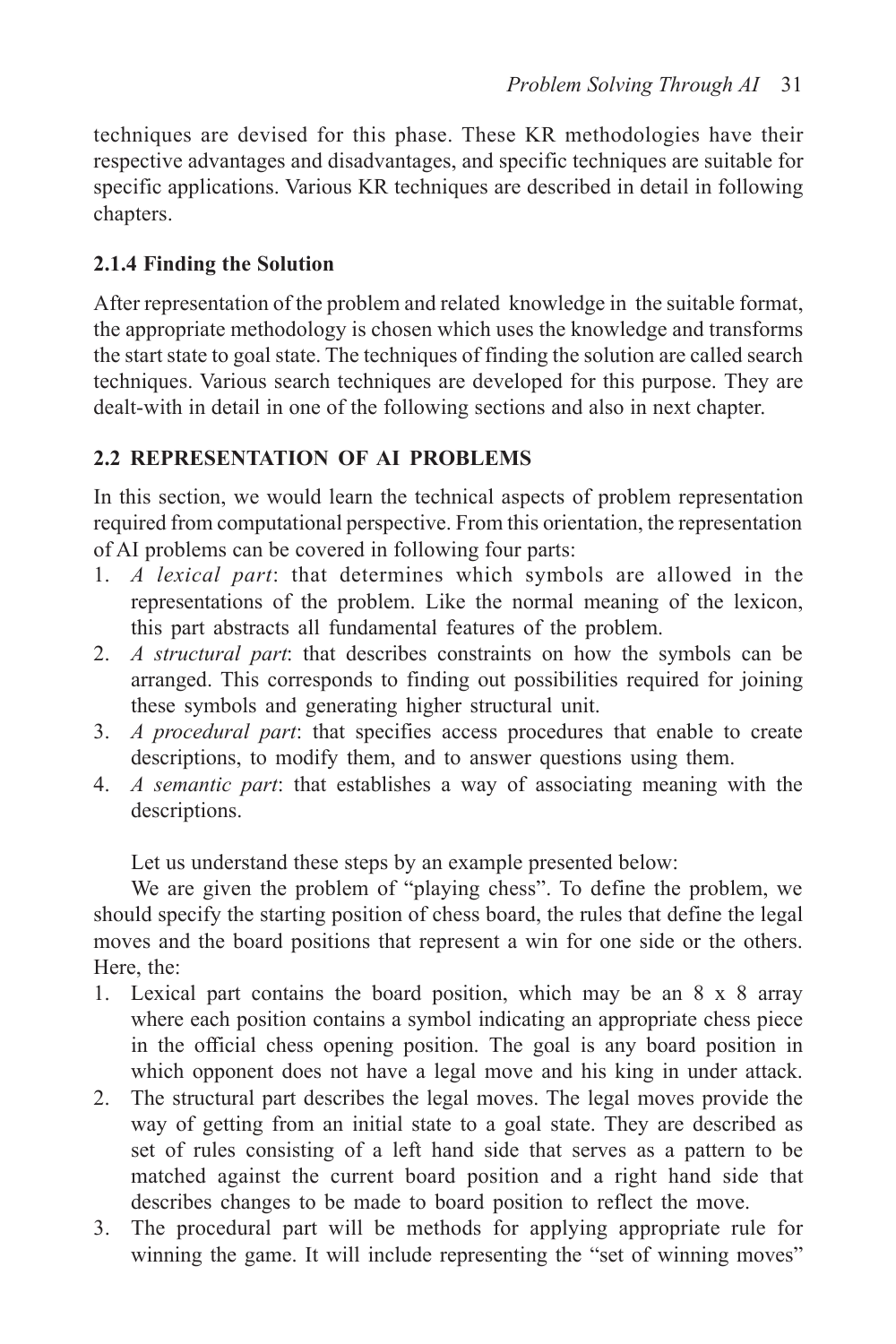techniques are devised for this phase. These KR methodologies have their respective advantages and disadvantages, and specific techniques are suitable for specific applications. Various KR techniques are described in detail in following chapters.

### 2.1.4 Finding the Solution

After representation of the problem and related knowledge in the suitable format, the appropriate methodology is chosen which uses the knowledge and transforms the start state to goal state. The techniques of finding the solution are called search techniques. Various search techniques are developed for this purpose. They are dealt-with in detail in one of the following sections and also in next chapter.

## 2.2 REPRESENTATION OF AI PROBLEMS

In this section, we would learn the technical aspects of problem representation required from computational perspective. From this orientation, the representation of AI problems can be covered in following four parts:

1. *A lexical part*: that determines which symbols are allowed in the representations of the problem. Like the normal meaning of the lexicon, this part abstracts all fundamental features of the problem.
2. *A structural part*: that describes constraints on how the symbols can be arranged. This corresponds to finding out possibilities required for joining these symbols and generating higher structural unit.
3. *A procedural part*: that specifies access procedures that enable to create descriptions, to modify them, and to answer questions using them.
4. *A semantic part*: that establishes a way of associating meaning with the descriptions.

Let us understand these steps by an example presented below:

We are given the problem of "playing chess". To define the problem, we should specify the starting position of chess board, the rules that define the legal moves and the board positions that represent a win for one side or the others. Here, the:

1. Lexical part contains the board position, which may be an 8 x 8 array where each position contains a symbol indicating an appropriate chess piece in the official chess opening position. The goal is any board position in which opponent does not have a legal move and his king in under attack.
2. The structural part describes the legal moves. The legal moves provide the way of getting from an initial state to a goal state. They are described as set of rules consisting of a left hand side that serves as a pattern to be matched against the current board position and a right hand side that describes changes to be made to board position to reflect the move.
3. The procedural part will be methods for applying appropriate rule for winning the game. It will include representing the "set of winning moves"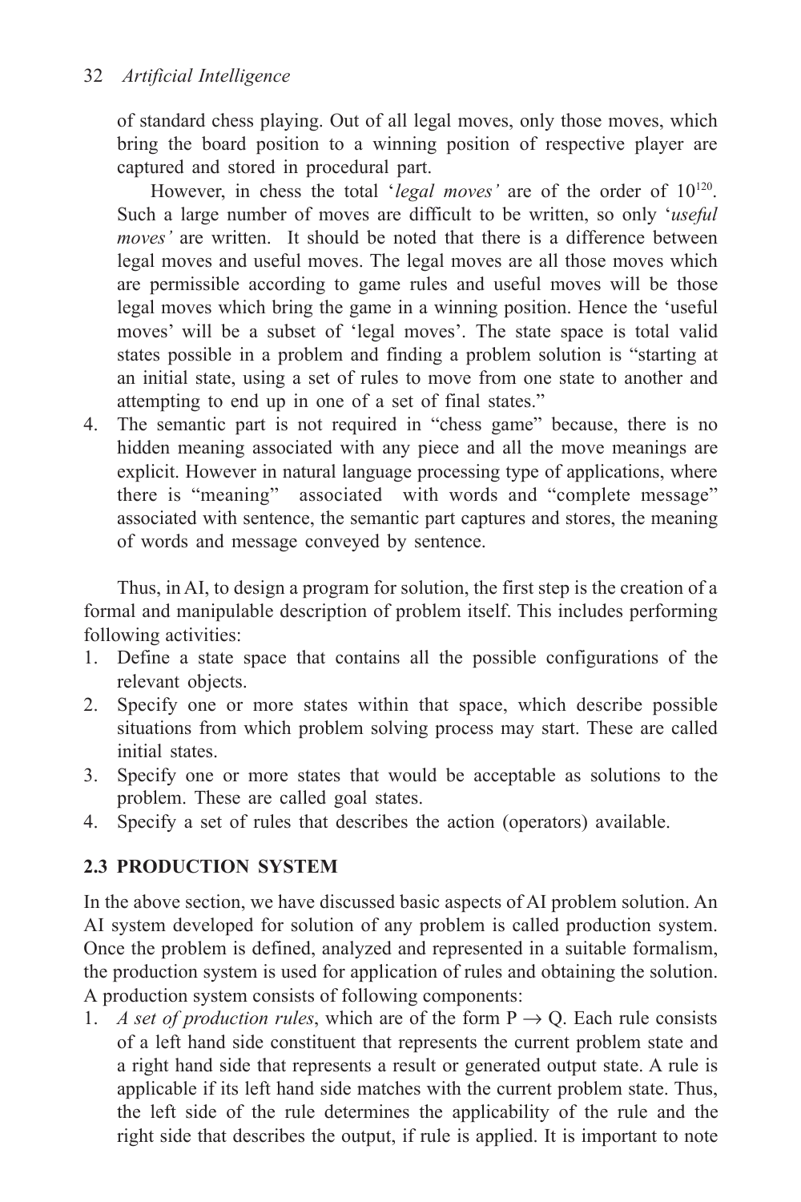of standard chess playing. Out of all legal moves, only those moves, which bring the board position to a winning position of respective player are captured and stored in procedural part.

However, in chess the total '*legal moves'* are of the order of $10^{120}$. Such a large number of moves are difficult to be written, so only '*useful moves'* are written. It should be noted that there is a difference between legal moves and useful moves. The legal moves are all those moves which are permissible according to game rules and useful moves will be those legal moves which bring the game in a winning position. Hence the 'useful moves' will be a subset of 'legal moves'. The state space is total valid states possible in a problem and finding a problem solution is "starting at an initial state, using a set of rules to move from one state to another and attempting to end up in one of a set of final states."

4. The semantic part is not required in "chess game" because, there is no hidden meaning associated with any piece and all the move meanings are explicit. However in natural language processing type of applications, where there is "meaning" associated with words and "complete message" associated with sentence, the semantic part captures and stores, the meaning of words and message conveyed by sentence.

Thus, in AI, to design a program for solution, the first step is the creation of a formal and manipulable description of problem itself. This includes performing following activities:

1. Define a state space that contains all the possible configurations of the relevant objects.
2. Specify one or more states within that space, which describe possible situations from which problem solving process may start. These are called initial states.
3. Specify one or more states that would be acceptable as solutions to the problem. These are called goal states.
4. Specify a set of rules that describes the action (operators) available.

## 2.3 PRODUCTION SYSTEM

In the above section, we have discussed basic aspects of AI problem solution. An AI system developed for solution of any problem is called production system. Once the problem is defined, analyzed and represented in a suitable formalism, the production system is used for application of rules and obtaining the solution. A production system consists of following components:

1. *A set of production rules*, which are of the form $P \rightarrow Q$. Each rule consists of a left hand side constituent that represents the current problem state and a right hand side that represents a result or generated output state. A rule is applicable if its left hand side matches with the current problem state. Thus, the left side of the rule determines the applicability of the rule and the right side that describes the output, if rule is applied. It is important to note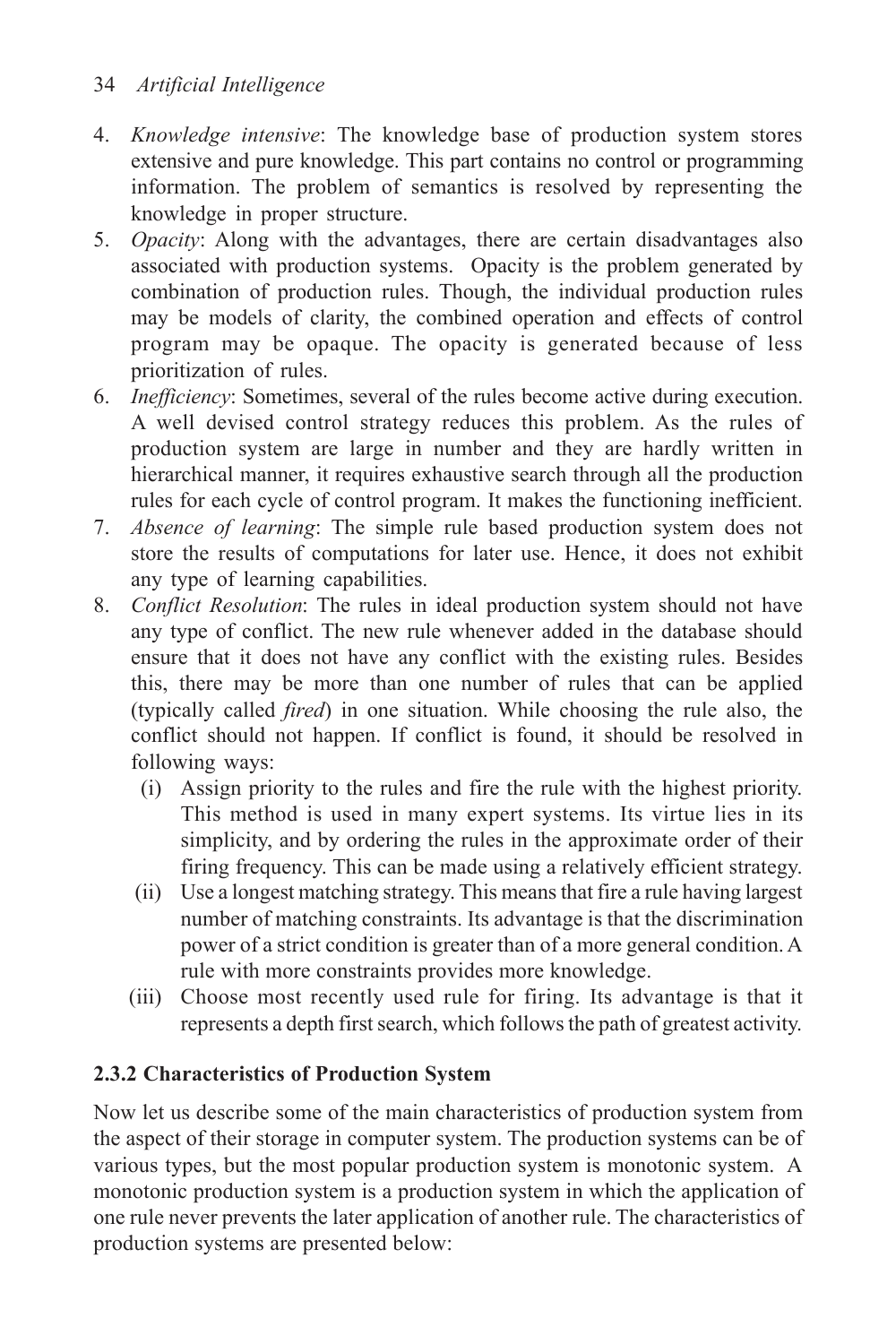4. *Knowledge intensive*: The knowledge base of production system stores extensive and pure knowledge. This part contains no control or programming information. The problem of semantics is resolved by representing the knowledge in proper structure.
5. *Opacity*: Along with the advantages, there are certain disadvantages also associated with production systems. Opacity is the problem generated by combination of production rules. Though, the individual production rules may be models of clarity, the combined operation and effects of control program may be opaque. The opacity is generated because of less prioritization of rules.
6. *Inefficiency*: Sometimes, several of the rules become active during execution. A well devised control strategy reduces this problem. As the rules of production system are large in number and they are hardly written in hierarchical manner, it requires exhaustive search through all the production rules for each cycle of control program. It makes the functioning inefficient.
7. *Absence of learning*: The simple rule based production system does not store the results of computations for later use. Hence, it does not exhibit any type of learning capabilities.
8. *Conflict Resolution*: The rules in ideal production system should not have any type of conflict. The new rule whenever added in the database should ensure that it does not have any conflict with the existing rules. Besides this, there may be more than one number of rules that can be applied (typically called *fired*) in one situation. While choosing the rule also, the conflict should not happen. If conflict is found, it should be resolved in following ways:
   - (i) Assign priority to the rules and fire the rule with the highest priority. This method is used in many expert systems. Its virtue lies in its simplicity, and by ordering the rules in the approximate order of their firing frequency. This can be made using a relatively efficient strategy.
   - (ii) Use a longest matching strategy. This means that fire a rule having largest number of matching constraints. Its advantage is that the discrimination power of a strict condition is greater than of a more general condition. A rule with more constraints provides more knowledge.
   - (iii) Choose most recently used rule for firing. Its advantage is that it represents a depth first search, which follows the path of greatest activity.

### 2.3.2 Characteristics of Production System

Now let us describe some of the main characteristics of production system from the aspect of their storage in computer system. The production systems can be of various types, but the most popular production system is monotonic system. A monotonic production system is a production system in which the application of one rule never prevents the later application of another rule. The characteristics of production systems are presented below: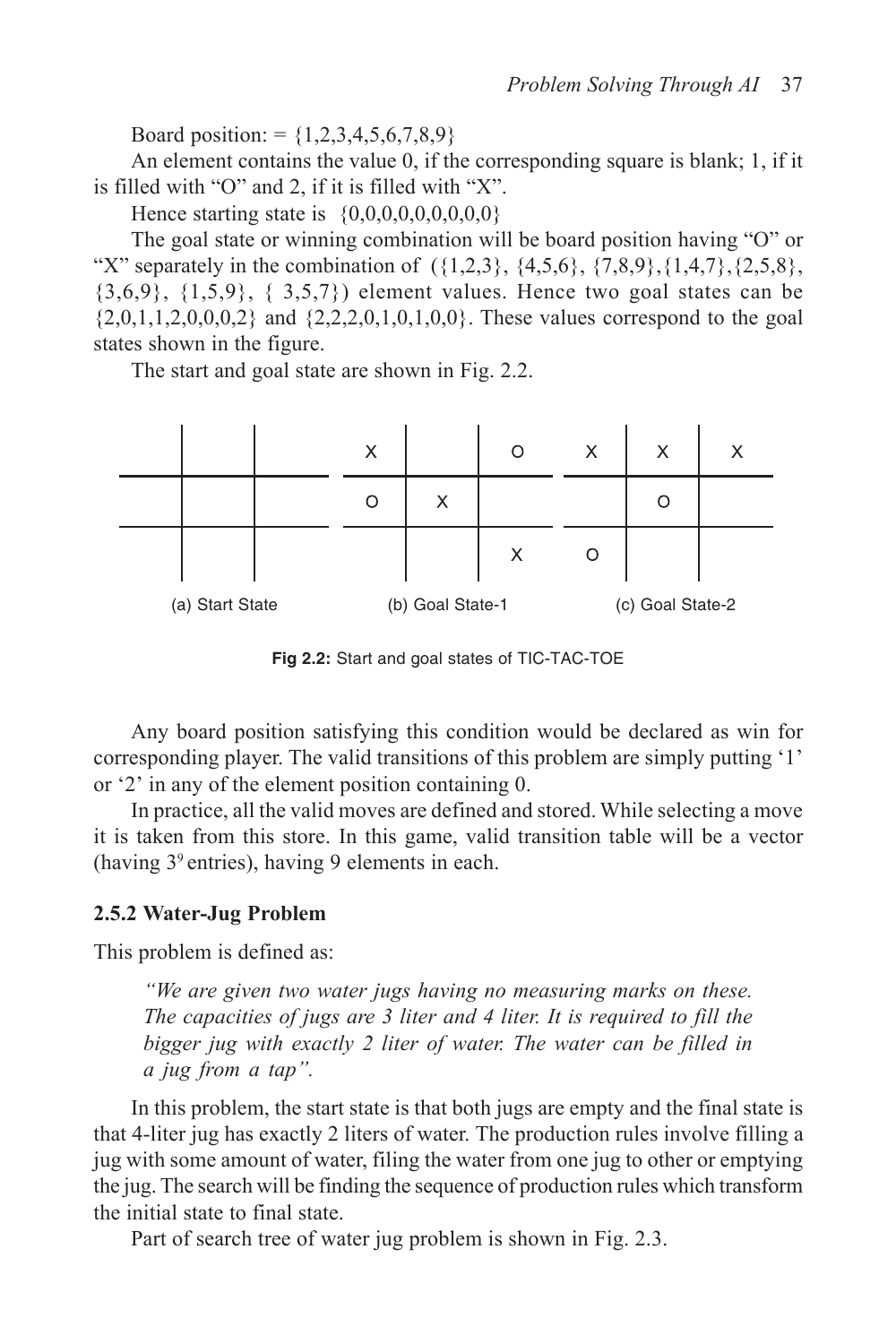Board position: = {1,2,3,4,5,6,7,8,9}

An element contains the value 0, if the corresponding square is blank; 1, if it is filled with "O" and 2, if it is filled with "X".

Hence starting state is {0,0,0,0,0,0,0,0,0}

The goal state or winning combination will be board position having "O" or "X" separately in the combination of ({1,2,3}, {4,5,6}, {7,8,9},{1,4,7},{2,5,8}, {3,6,9}, {1,5,9}, { 3,5,7}) element values. Hence two goal states can be {2,0,1,1,2,0,0,0,2} and {2,2,2,0,1,0,1,0,0}. These values correspond to the goal states shown in the figure.

The start and goal state are shown in Fig. 2.2.

(a) Start State

| | | |
|---|---|---|
| | | |
| | | |
| | | |

(b) Goal State-1

| | | |
|---|---|---|
| X | | O |
| O | X | |
| | | X |

(c) Goal State-2

| | | |
|---|---|---|
| X | X | X |
| | O | |
| O | | |

**Fig 2.2:** Start and goal states of TIC-TAC-TOE

Any board position satisfying this condition would be declared as win for corresponding player. The valid transitions of this problem are simply putting '1' or '2' in any of the element position containing 0.

In practice, all the valid moves are defined and stored. While selecting a move it is taken from this store. In this game, valid transition table will be a vector (having $3^9$ entries), having 9 elements in each.

### 2.5.2 Water-Jug Problem

This problem is defined as:

> *"We are given two water jugs having no measuring marks on these. The capacities of jugs are 3 liter and 4 liter. It is required to fill the bigger jug with exactly 2 liter of water. The water can be filled in a jug from a tap".*

In this problem, the start state is that both jugs are empty and the final state is that 4-liter jug has exactly 2 liters of water. The production rules involve filling a jug with some amount of water, filing the water from one jug to other or emptying the jug. The search will be finding the sequence of production rules which transform the initial state to final state.

Part of search tree of water jug problem is shown in Fig. 2.3.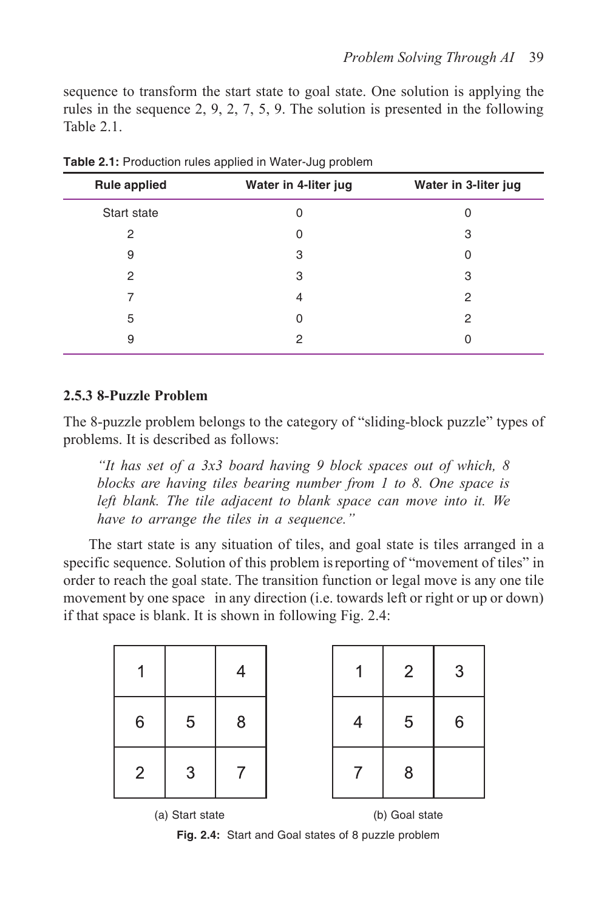sequence to transform the start state to goal state. One solution is applying the rules in the sequence 2, 9, 2, 7, 5, 9. The solution is presented in the following Table 2.1.

**Table 2.1:** Production rules applied in Water-Jug problem

| Rule applied | Water in 4-liter jug | Water in 3-liter jug |
|---|---|---|
| Start state | 0 | 0 |
| 2 | 0 | 3 |
| 9 | 3 | 0 |
| 2 | 3 | 3 |
| 7 | 4 | 2 |
| 5 | 0 | 2 |
| 9 | 2 | 0 |

### 2.5.3 8-Puzzle Problem

The 8-puzzle problem belongs to the category of "sliding-block puzzle" types of problems. It is described as follows:

> *"It has set of a 3x3 board having 9 block spaces out of which, 8 blocks are having tiles bearing number from 1 to 8. One space is left blank. The tile adjacent to blank space can move into it. We have to arrange the tiles in a sequence."*

The start state is any situation of tiles, and goal state is tiles arranged in a specific sequence. Solution of this problem is reporting of "movement of tiles" in order to reach the goal state. The transition function or legal move is any one tile movement by one space in any direction (i.e. towards left or right or up or down) if that space is blank. It is shown in following Fig. 2.4:

| 1 |   | 4 |
|---|---|---|
| 6 | 5 | 8 |
| 2 | 3 | 7 |

(a) Start state

| 1 | 2 | 3 |
|---|---|---|
| 4 | 5 | 6 |
| 7 | 8 |   |

(b) Goal state

**Fig. 2.4:** Start and Goal states of 8 puzzle problem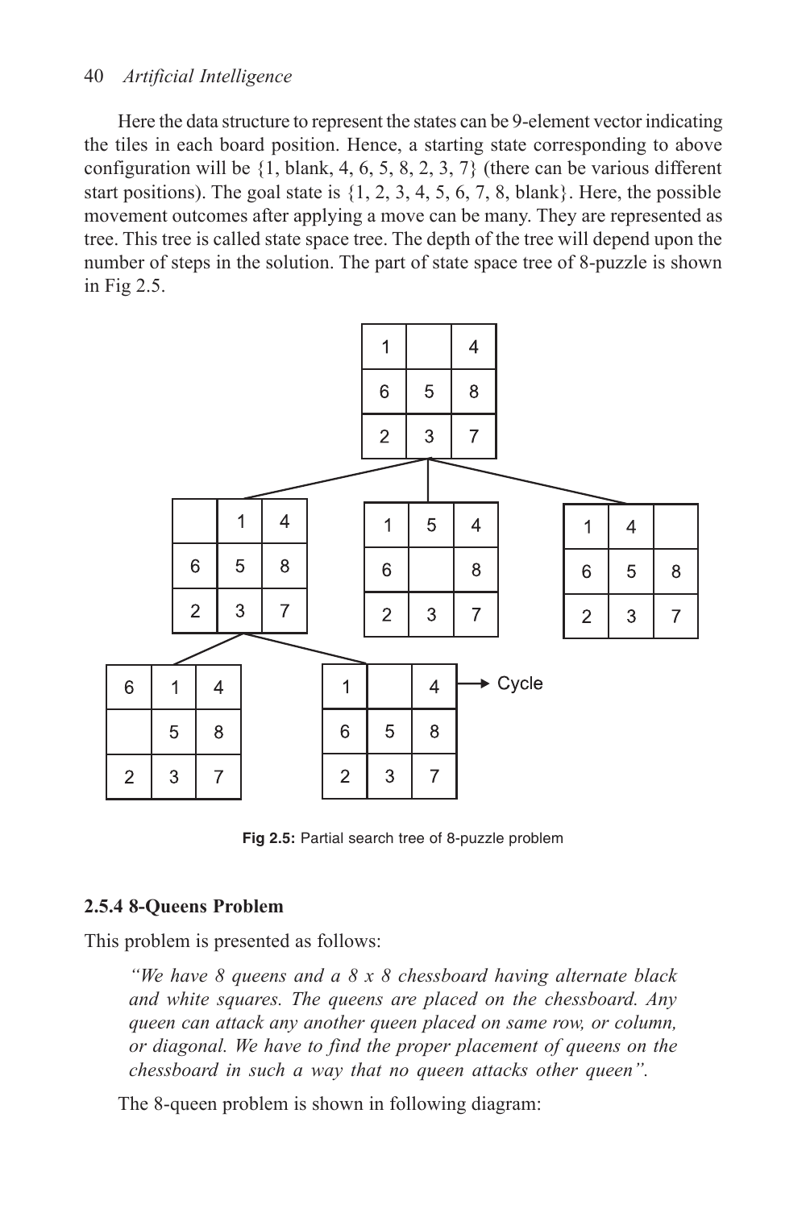Here the data structure to represent the states can be 9-element vector indicating the tiles in each board position. Hence, a starting state corresponding to above configuration will be {1, blank, 4, 6, 5, 8, 2, 3, 7} (there can be various different start positions). The goal state is {1, 2, 3, 4, 5, 6, 7, 8, blank}. Here, the possible movement outcomes after applying a move can be many. They are represented as tree. This tree is called state space tree. The depth of the tree will depend upon the number of steps in the solution. The part of state space tree of 8-puzzle is shown in Fig 2.5.

Root state:

| | | |
|---|---|---|
| 1 | | 4 |
| 6 | 5 | 8 |
| 2 | 3 | 7 |

Children of the root:

| | | |
|---|---|---|
| | 1 | 4 |
| 6 | 5 | 8 |
| 2 | 3 | 7 |

| | | |
|---|---|---|
| 1 | 5 | 4 |
| 6 | | 8 |
| 2 | 3 | 7 |

| | | |
|---|---|---|
| 1 | 4 | |
| 6 | 5 | 8 |
| 2 | 3 | 7 |

Children of the first child:

| | | |
|---|---|---|
| 6 | 1 | 4 |
| | 5 | 8 |
| 2 | 3 | 7 |

| | | |
|---|---|---|
| 1 | | 4 |
| 6 | 5 | 8 |
| 2 | 3 | 7 |

→ Cycle

**Fig 2.5:** Partial search tree of 8-puzzle problem

### 2.5.4 8-Queens Problem

This problem is presented as follows:

> *"We have 8 queens and a 8 x 8 chessboard having alternate black and white squares. The queens are placed on the chessboard. Any queen can attack any another queen placed on same row, or column, or diagonal. We have to find the proper placement of queens on the chessboard in such a way that no queen attacks other queen".*

The 8-queen problem is shown in following diagram: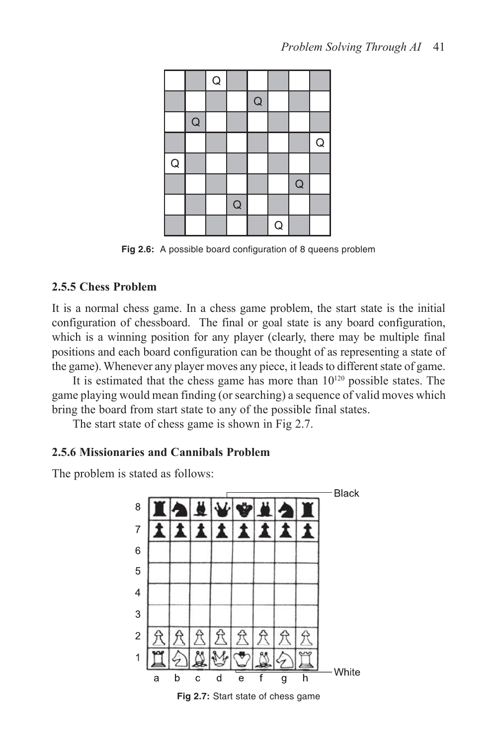Fig 2.6: A possible board configuration of 8 queens problem

### 2.5.5 Chess Problem

It is a normal chess game. In a chess game problem, the start state is the initial configuration of chessboard. The final or goal state is any board configuration, which is a winning position for any player (clearly, there may be multiple final positions and each board configuration can be thought of as representing a state of the game). Whenever any player moves any piece, it leads to different state of game.

It is estimated that the chess game has more than $10^{120}$ possible states. The game playing would mean finding (or searching) a sequence of valid moves which bring the board from start state to any of the possible final states.

The start state of chess game is shown in Fig 2.7.

### 2.5.6 Missionaries and Cannibals Problem

The problem is stated as follows:

Fig 2.7: Start state of chess game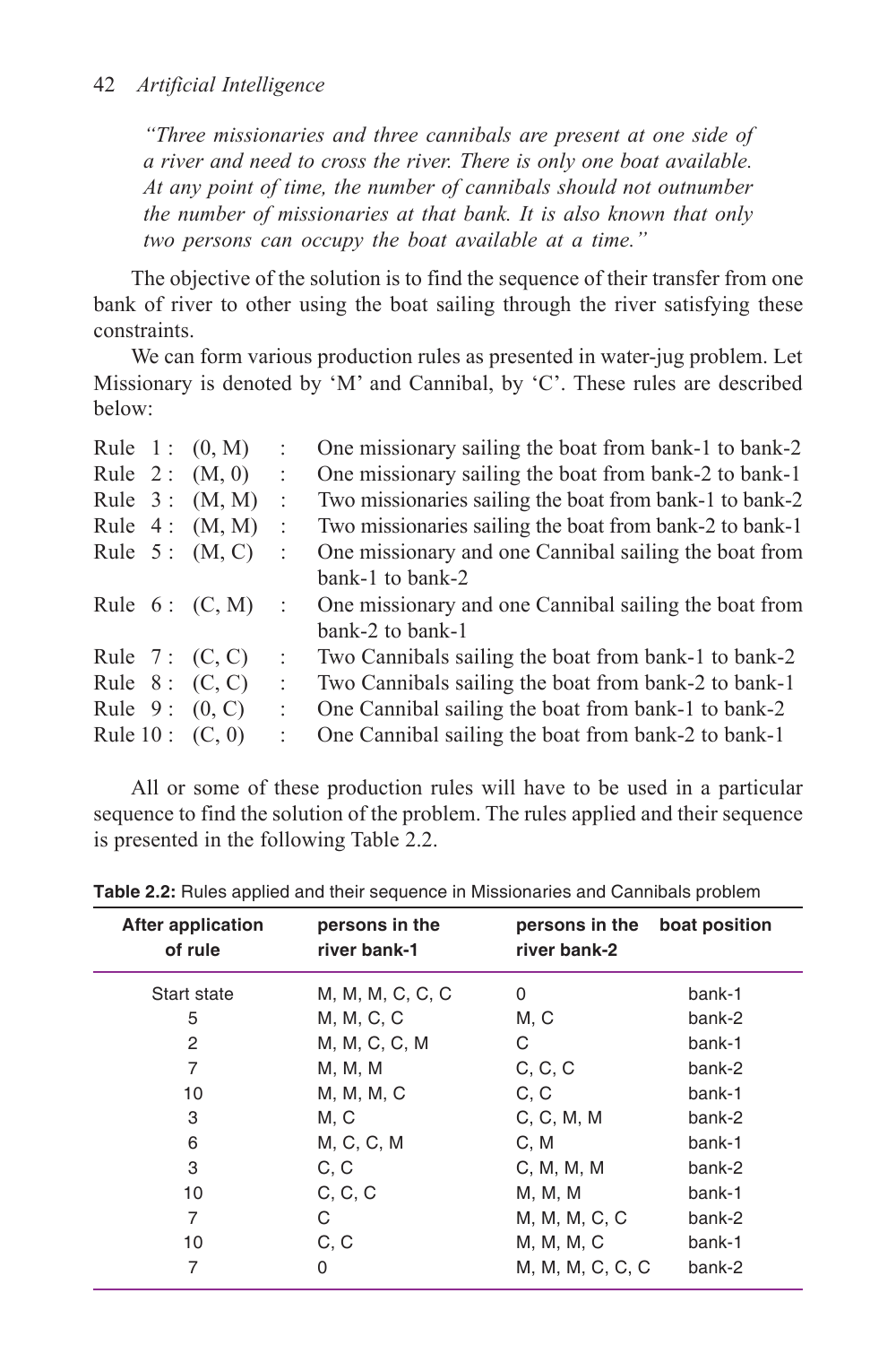*"Three missionaries and three cannibals are present at one side of a river and need to cross the river. There is only one boat available. At any point of time, the number of cannibals should not outnumber the number of missionaries at that bank. It is also known that only two persons can occupy the boat available at a time."*

The objective of the solution is to find the sequence of their transfer from one bank of river to other using the boat sailing through the river satisfying these constraints.

We can form various production rules as presented in water-jug problem. Let Missionary is denoted by 'M' and Cannibal, by 'C'. These rules are described below:

| | | | |
|---|---|---|---|
| Rule 1 : | (0, M) | : | One missionary sailing the boat from bank-1 to bank-2 |
| Rule 2 : | (M, 0) | : | One missionary sailing the boat from bank-2 to bank-1 |
| Rule 3 : | (M, M) | : | Two missionaries sailing the boat from bank-1 to bank-2 |
| Rule 4 : | (M, M) | : | Two missionaries sailing the boat from bank-2 to bank-1 |
| Rule 5 : | (M, C) | : | One missionary and one Cannibal sailing the boat from bank-1 to bank-2 |
| Rule 6 : | (C, M) | : | One missionary and one Cannibal sailing the boat from bank-2 to bank-1 |
| Rule 7 : | (C, C) | : | Two Cannibals sailing the boat from bank-1 to bank-2 |
| Rule 8 : | (C, C) | : | Two Cannibals sailing the boat from bank-2 to bank-1 |
| Rule 9 : | (0, C) | : | One Cannibal sailing the boat from bank-1 to bank-2 |
| Rule 10 : | (C, 0) | : | One Cannibal sailing the boat from bank-2 to bank-1 |

All or some of these production rules will have to be used in a particular sequence to find the solution of the problem. The rules applied and their sequence is presented in the following Table 2.2.

**Table 2.2:** Rules applied and their sequence in Missionaries and Cannibals problem

| After application of rule | persons in the river bank-1 | persons in the river bank-2 | boat position |
|---|---|---|---|
| Start state | M, M, M, C, C, C | 0 | bank-1 |
| 5 | M, M, C, C | M, C | bank-2 |
| 2 | M, M, C, C, M | C | bank-1 |
| 7 | M, M, M | C, C, C | bank-2 |
| 10 | M, M, M, C | C, C | bank-1 |
| 3 | M, C | C, C, M, M | bank-2 |
| 6 | M, C, C, M | C, M | bank-1 |
| 3 | C, C | C, M, M, M | bank-2 |
| 10 | C, C, C | M, M, M | bank-1 |
| 7 | C | M, M, M, C, C | bank-2 |
| 10 | C, C | M, M, M, C | bank-1 |
| 7 | 0 | M, M, M, C, C, C | bank-2 |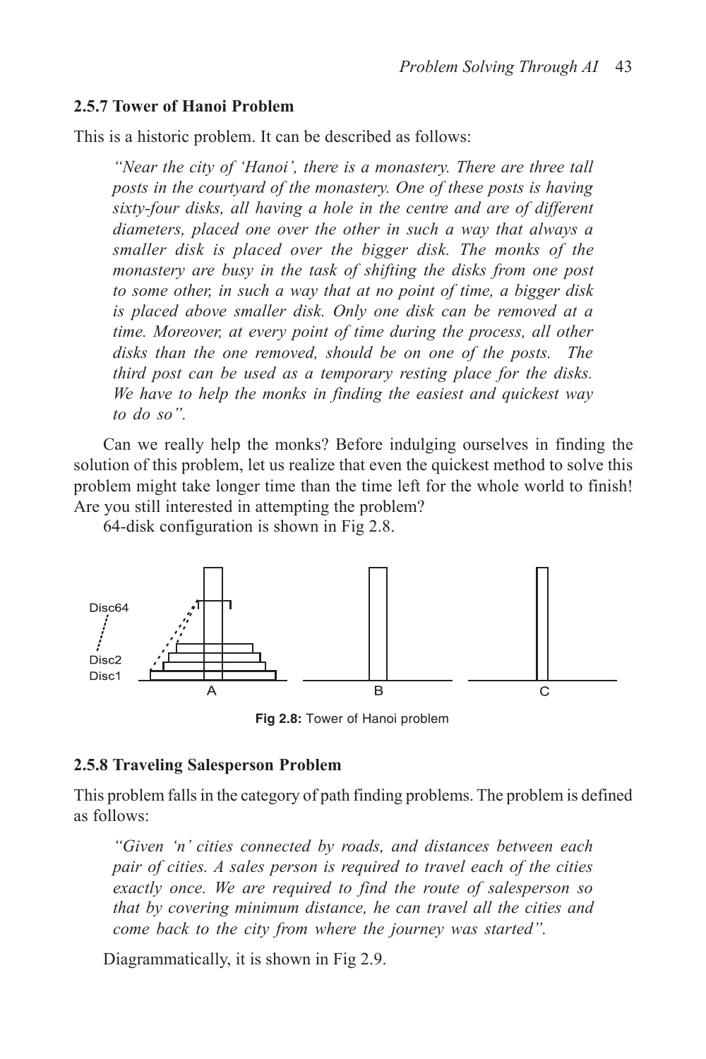### 2.5.7 Tower of Hanoi Problem

This is a historic problem. It can be described as follows:

> *"Near the city of 'Hanoi', there is a monastery. There are three tall posts in the courtyard of the monastery. One of these posts is having sixty-four disks, all having a hole in the centre and are of different diameters, placed one over the other in such a way that always a smaller disk is placed over the bigger disk. The monks of the monastery are busy in the task of shifting the disks from one post to some other, in such a way that at no point of time, a bigger disk is placed above smaller disk. Only one disk can be removed at a time. Moreover, at every point of time during the process, all other disks than the one removed, should be on one of the posts. The third post can be used as a temporary resting place for the disks. We have to help the monks in finding the easiest and quickest way to do so".*

Can we really help the monks? Before indulging ourselves in finding the solution of this problem, let us realize that even the quickest method to solve this problem might take longer time than the time left for the whole world to finish! Are you still interested in attempting the problem?

64-disk configuration is shown in Fig 2.8.

Disc64

Disc2

Disc1

A B C

**Fig 2.8:** Tower of Hanoi problem

### 2.5.8 Traveling Salesperson Problem

This problem falls in the category of path finding problems. The problem is defined as follows:

> *"Given 'n' cities connected by roads, and distances between each pair of cities. A sales person is required to travel each of the cities exactly once. We are required to find the route of salesperson so that by covering minimum distance, he can travel all the cities and come back to the city from where the journey was started".*

Diagrammatically, it is shown in Fig 2.9.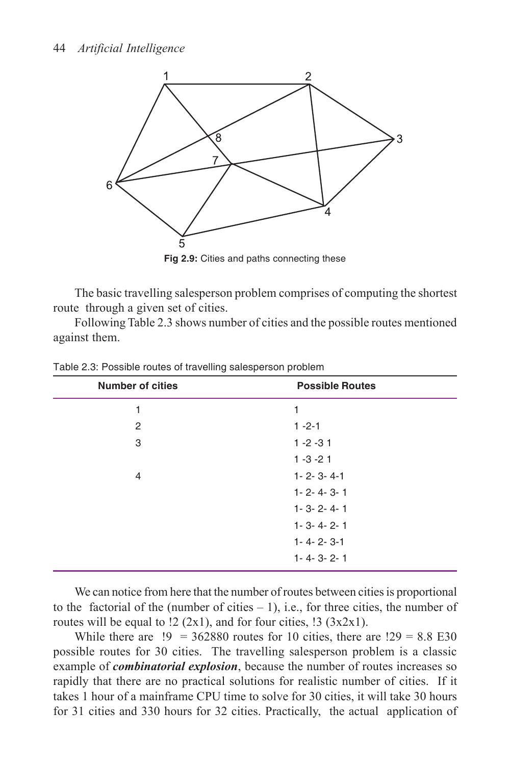Fig 2.9: Cities and paths connecting these

The basic travelling salesperson problem comprises of computing the shortest route through a given set of cities.

Following Table 2.3 shows number of cities and the possible routes mentioned against them.

Table 2.3: Possible routes of travelling salesperson problem

| Number of cities | Possible Routes |
|---|---|
| 1 | 1 |
| 2 | 1 -2-1 |
| 3 | 1 -2 -3 1 |
| | 1 -3 -2 1 |
| 4 | 1- 2- 3- 4-1 |
| | 1- 2- 4- 3- 1 |
| | 1- 3- 2- 4- 1 |
| | 1- 3- 4- 2- 1 |
| | 1- 4- 2- 3-1 |
| | 1- 4- 3- 2- 1 |

We can notice from here that the number of routes between cities is proportional to the factorial of the (number of cities – 1), i.e., for three cities, the number of routes will be equal to !2 (2x1), and for four cities, !3 (3x2x1).

While there are !9 = 362880 routes for 10 cities, there are !29 = 8.8 E30 possible routes for 30 cities. The travelling salesperson problem is a classic example of ***combinatorial explosion***, because the number of routes increases so rapidly that there are no practical solutions for realistic number of cities. If it takes 1 hour of a mainframe CPU time to solve for 30 cities, it will take 30 hours for 31 cities and 330 hours for 32 cities. Practically, the actual application of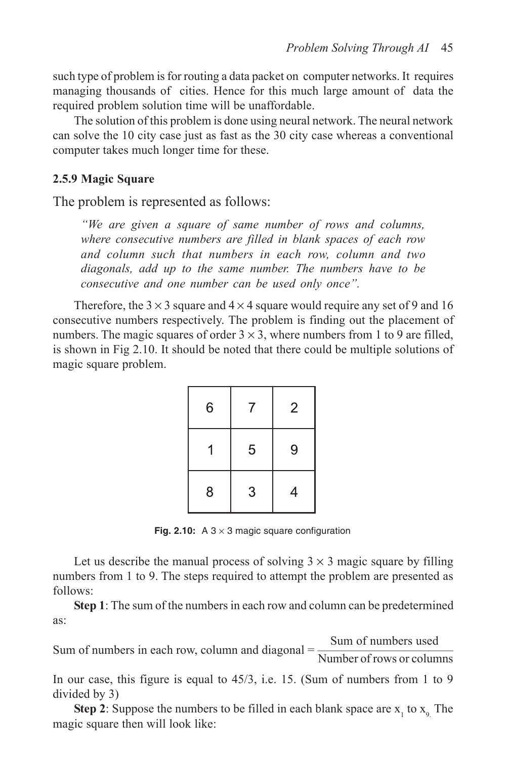such type of problem is for routing a data packet on computer networks. It requires managing thousands of cities. Hence for this much large amount of data the required problem solution time will be unaffordable.

The solution of this problem is done using neural network. The neural network can solve the 10 city case just as fast as the 30 city case whereas a conventional computer takes much longer time for these.

### 2.5.9 Magic Square

The problem is represented as follows:

> *"We are given a square of same number of rows and columns, where consecutive numbers are filled in blank spaces of each row and column such that numbers in each row, column and two diagonals, add up to the same number. The numbers have to be consecutive and one number can be used only once".*

Therefore, the $3 \times 3$ square and $4 \times 4$ square would require any set of 9 and 16 consecutive numbers respectively. The problem is finding out the placement of numbers. The magic squares of order $3 \times 3$, where numbers from 1 to 9 are filled, is shown in Fig 2.10. It should be noted that there could be multiple solutions of magic square problem.

| | | |
|---|---|---|
| 6 | 7 | 2 |
| 1 | 5 | 9 |
| 8 | 3 | 4 |

**Fig. 2.10:** A $3 \times 3$ magic square configuration

Let us describe the manual process of solving $3 \times 3$ magic square by filling numbers from 1 to 9. The steps required to attempt the problem are presented as follows:

**Step 1**: The sum of the numbers in each row and column can be predetermined as:

$$\text{Sum of numbers in each row, column and diagonal} = \frac{\text{Sum of numbers used}}{\text{Number of rows or columns}}$$

In our case, this figure is equal to 45/3, i.e. 15. (Sum of numbers from 1 to 9 divided by 3)

**Step 2**: Suppose the numbers to be filled in each blank space are $x_1$ to $x_9$. The magic square then will look like: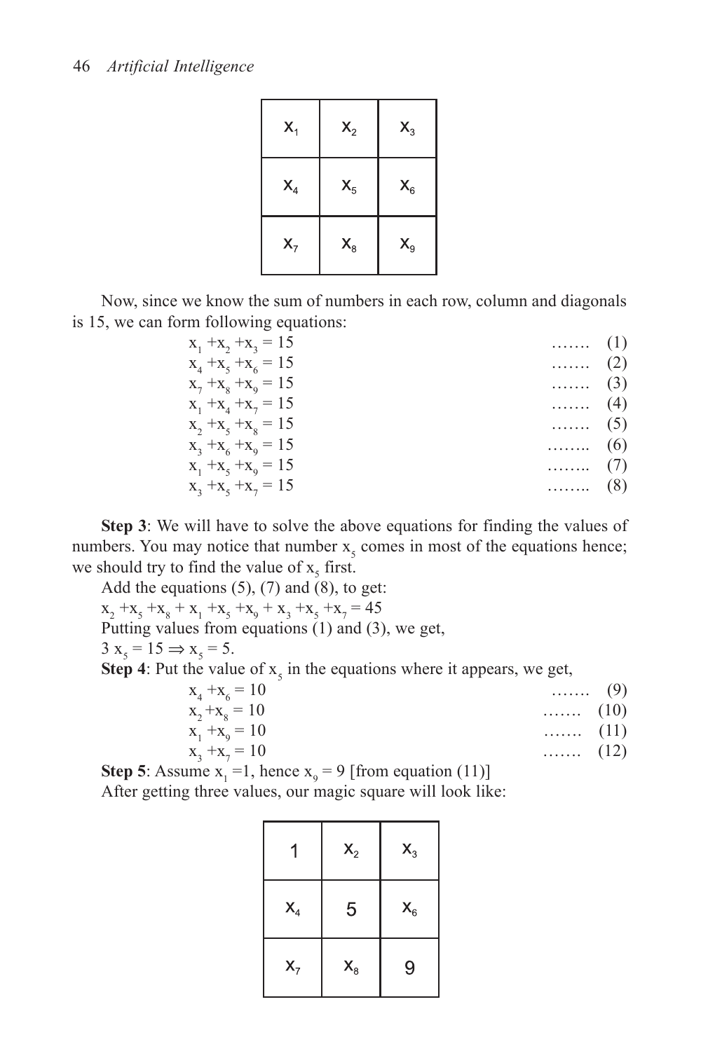| $x_1$ | $x_2$ | $x_3$ |
|---|---|---|
| $x_4$ | $x_5$ | $x_6$ |
| $x_7$ | $x_8$ | $x_9$ |

Now, since we know the sum of numbers in each row, column and diagonals is 15, we can form following equations:

$$x_1 + x_2 + x_3 = 15 \quad \text{.......} \quad (1)$$
$$x_4 + x_5 + x_6 = 15 \quad \text{.......} \quad (2)$$
$$x_7 + x_8 + x_9 = 15 \quad \text{.......} \quad (3)$$
$$x_1 + x_4 + x_7 = 15 \quad \text{.......} \quad (4)$$
$$x_2 + x_5 + x_8 = 15 \quad \text{.......} \quad (5)$$
$$x_3 + x_6 + x_9 = 15 \quad \text{........} \quad (6)$$
$$x_1 + x_5 + x_9 = 15 \quad \text{........} \quad (7)$$
$$x_3 + x_5 + x_7 = 15 \quad \text{........} \quad (8)$$

**Step 3**: We will have to solve the above equations for finding the values of numbers. You may notice that number $x_5$ comes in most of the equations hence; we should try to find the value of $x_5$ first.

Add the equations (5), (7) and (8), to get:

$x_2 + x_5 + x_8 + x_1 + x_5 + x_9 + x_3 + x_5 + x_7 = 45$

Putting values from equations (1) and (3), we get,

$3\ x_5 = 15 \Rightarrow x_5 = 5.$

**Step 4**: Put the value of $x_5$ in the equations where it appears, we get,

$$x_4 + x_6 = 10 \quad \text{.......} \quad (9)$$
$$x_2 + x_8 = 10 \quad \text{.......} \quad (10)$$
$$x_1 + x_9 = 10 \quad \text{.......} \quad (11)$$
$$x_3 + x_7 = 10 \quad \text{.......} \quad (12)$$

**Step 5**: Assume $x_1 = 1$, hence $x_9 = 9$ [from equation (11)]

After getting three values, our magic square will look like:

| 1 | $x_2$ | $x_3$ |
|---|---|---|
| $x_4$ | 5 | $x_6$ |
| $x_7$ | $x_8$ | 9 |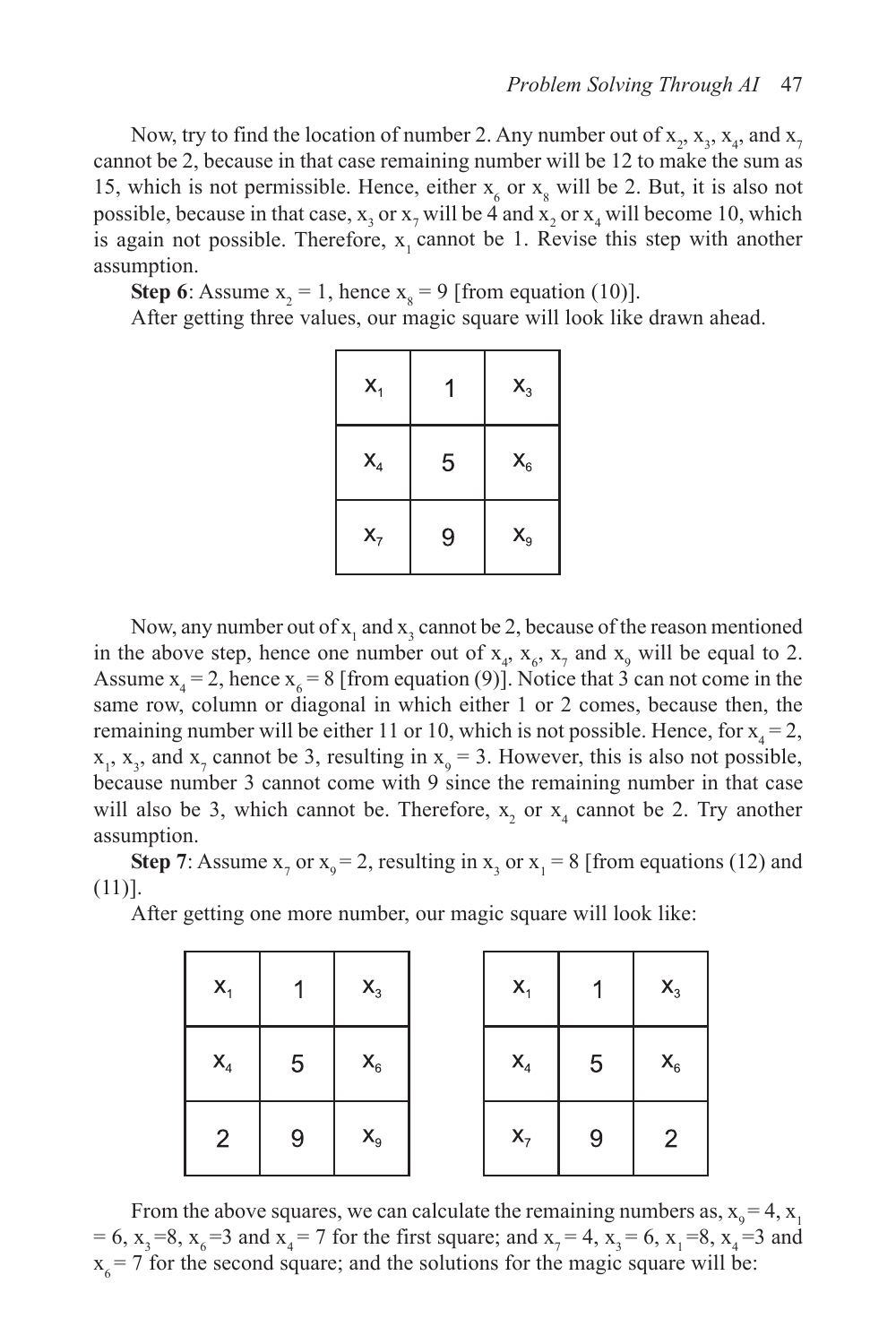Now, try to find the location of number 2. Any number out of $x_2$, $x_3$, $x_4$, and $x_7$ cannot be 2, because in that case remaining number will be 12 to make the sum as 15, which is not permissible. Hence, either $x_6$ or $x_8$ will be 2. But, it is also not possible, because in that case, $x_3$ or $x_7$ will be 4 and $x_2$ or $x_4$ will become 10, which is again not possible. Therefore, $x_1$ cannot be 1. Revise this step with another assumption.

**Step 6**: Assume $x_2 = 1$, hence $x_8 = 9$ [from equation (10)].

After getting three values, our magic square will look like drawn ahead.

| | | |
|---|---|---|
| $x_1$ | 1 | $x_3$ |
| $x_4$ | 5 | $x_6$ |
| $x_7$ | 9 | $x_9$ |

Now, any number out of $x_1$ and $x_3$ cannot be 2, because of the reason mentioned in the above step, hence one number out of $x_4$, $x_6$, $x_7$ and $x_9$ will be equal to 2. Assume $x_4 = 2$, hence $x_6 = 8$ [from equation (9)]. Notice that 3 can not come in the same row, column or diagonal in which either 1 or 2 comes, because then, the remaining number will be either 11 or 10, which is not possible. Hence, for $x_4 = 2$, $x_1$, $x_3$, and $x_7$ cannot be 3, resulting in $x_9 = 3$. However, this is also not possible, because number 3 cannot come with 9 since the remaining number in that case will also be 3, which cannot be. Therefore, $x_2$ or $x_4$ cannot be 2. Try another assumption.

**Step 7**: Assume $x_7$ or $x_9 = 2$, resulting in $x_3$ or $x_1 = 8$ [from equations (12) and (11)].

After getting one more number, our magic square will look like:

| | | |
|---|---|---|
| $x_1$ | 1 | $x_3$ |
| $x_4$ | 5 | $x_6$ |
| 2 | 9 | $x_9$ |

| | | |
|---|---|---|
| $x_1$ | 1 | $x_3$ |
| $x_4$ | 5 | $x_6$ |
| $x_7$ | 9 | 2 |

From the above squares, we can calculate the remaining numbers as, $x_9 = 4$, $x_1 = 6$, $x_3 = 8$, $x_6 = 3$ and $x_4 = 7$ for the first square; and $x_7 = 4$, $x_3 = 6$, $x_1 = 8$, $x_4 = 3$ and $x_6 = 7$ for the second square; and the solutions for the magic square will be: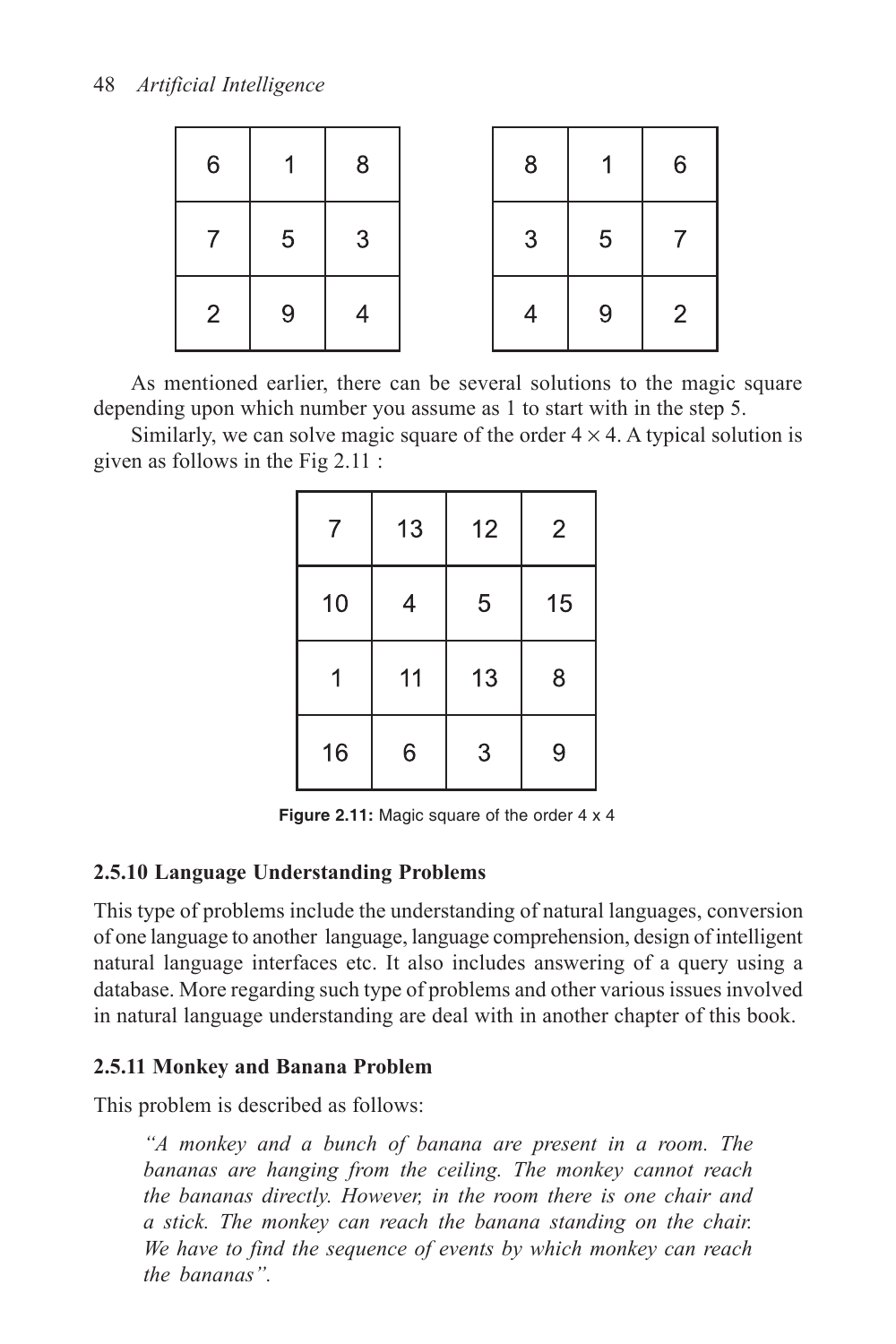| 6 | 1 | 8 |
|---|---|---|
| 7 | 5 | 3 |
| 2 | 9 | 4 |

| 8 | 1 | 6 |
|---|---|---|
| 3 | 5 | 7 |
| 4 | 9 | 2 |

As mentioned earlier, there can be several solutions to the magic square depending upon which number you assume as 1 to start with in the step 5.

Similarly, we can solve magic square of the order $4 \times 4$. A typical solution is given as follows in the Fig 2.11 :

| 7 | 13 | 12 | 2 |
|---|---|---|---|
| 10 | 4 | 5 | 15 |
| 1 | 11 | 13 | 8 |
| 16 | 6 | 3 | 9 |

**Figure 2.11:** Magic square of the order 4 x 4

### 2.5.10 Language Understanding Problems

This type of problems include the understanding of natural languages, conversion of one language to another language, language comprehension, design of intelligent natural language interfaces etc. It also includes answering of a query using a database. More regarding such type of problems and other various issues involved in natural language understanding are deal with in another chapter of this book.

### 2.5.11 Monkey and Banana Problem

This problem is described as follows:

> *"A monkey and a bunch of banana are present in a room. The bananas are hanging from the ceiling. The monkey cannot reach the bananas directly. However, in the room there is one chair and a stick. The monkey can reach the banana standing on the chair. We have to find the sequence of events by which monkey can reach the bananas".*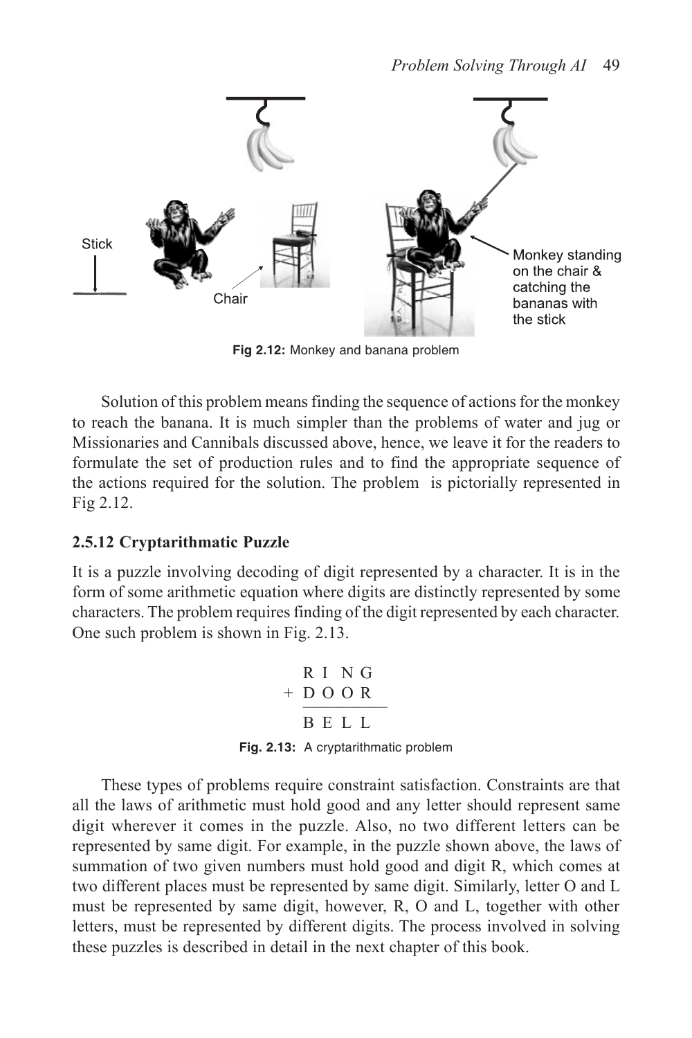Fig 2.12: Monkey and banana problem

Solution of this problem means finding the sequence of actions for the monkey to reach the banana. It is much simpler than the problems of water and jug or Missionaries and Cannibals discussed above, hence, we leave it for the readers to formulate the set of production rules and to find the appropriate sequence of the actions required for the solution. The problem is pictorially represented in Fig 2.12.

### 2.5.12 Cryptarithmatic Puzzle

It is a puzzle involving decoding of digit represented by a character. It is in the form of some arithmetic equation where digits are distinctly represented by some characters. The problem requires finding of the digit represented by each character. One such problem is shown in Fig. 2.13.

```
    R I N G
  + D O O R
  ---------
    B E L L
```

**Fig. 2.13:** A cryptarithmatic problem

These types of problems require constraint satisfaction. Constraints are that all the laws of arithmetic must hold good and any letter should represent same digit wherever it comes in the puzzle. Also, no two different letters can be represented by same digit. For example, in the puzzle shown above, the laws of summation of two given numbers must hold good and digit R, which comes at two different places must be represented by same digit. Similarly, letter O and L must be represented by same digit, however, R, O and L, together with other letters, must be represented by different digits. The process involved in solving these puzzles is described in detail in the next chapter of this book.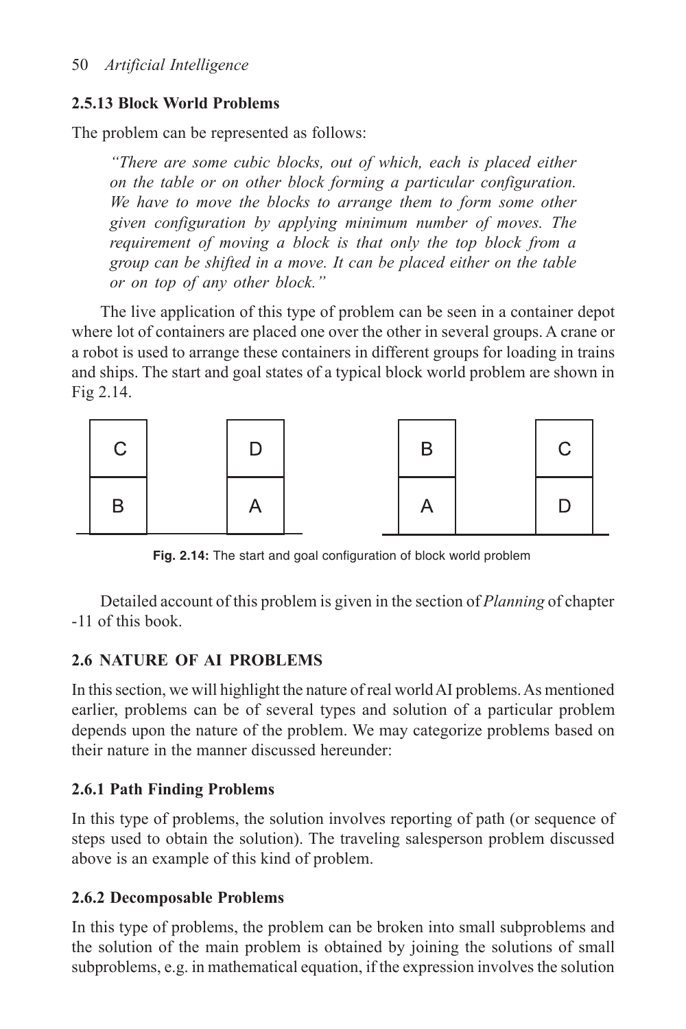### 2.5.13 Block World Problems

The problem can be represented as follows:

> *"There are some cubic blocks, out of which, each is placed either on the table or on other block forming a particular configuration. We have to move the blocks to arrange them to form some other given configuration by applying minimum number of moves. The requirement of moving a block is that only the top block from a group can be shifted in a move. It can be placed either on the table or on top of any other block."*

The live application of this type of problem can be seen in a container depot where lot of containers are placed one over the other in several groups. A crane or a robot is used to arrange these containers in different groups for loading in trains and ships. The start and goal states of a typical block world problem are shown in Fig 2.14.

| C | | D | | B | | C |
|---|---|---|---|---|---|---|
| B | | A | | A | | D |

**Fig. 2.14:** The start and goal configuration of block world problem

Detailed account of this problem is given in the section of *Planning* of chapter -11 of this book.

## 2.6 NATURE OF AI PROBLEMS

In this section, we will highlight the nature of real world AI problems. As mentioned earlier, problems can be of several types and solution of a particular problem depends upon the nature of the problem. We may categorize problems based on their nature in the manner discussed hereunder:

### 2.6.1 Path Finding Problems

In this type of problems, the solution involves reporting of path (or sequence of steps used to obtain the solution). The traveling salesperson problem discussed above is an example of this kind of problem.

### 2.6.2 Decomposable Problems

In this type of problems, the problem can be broken into small subproblems and the solution of the main problem is obtained by joining the solutions of small subproblems, e.g. in mathematical equation, if the expression involves the solution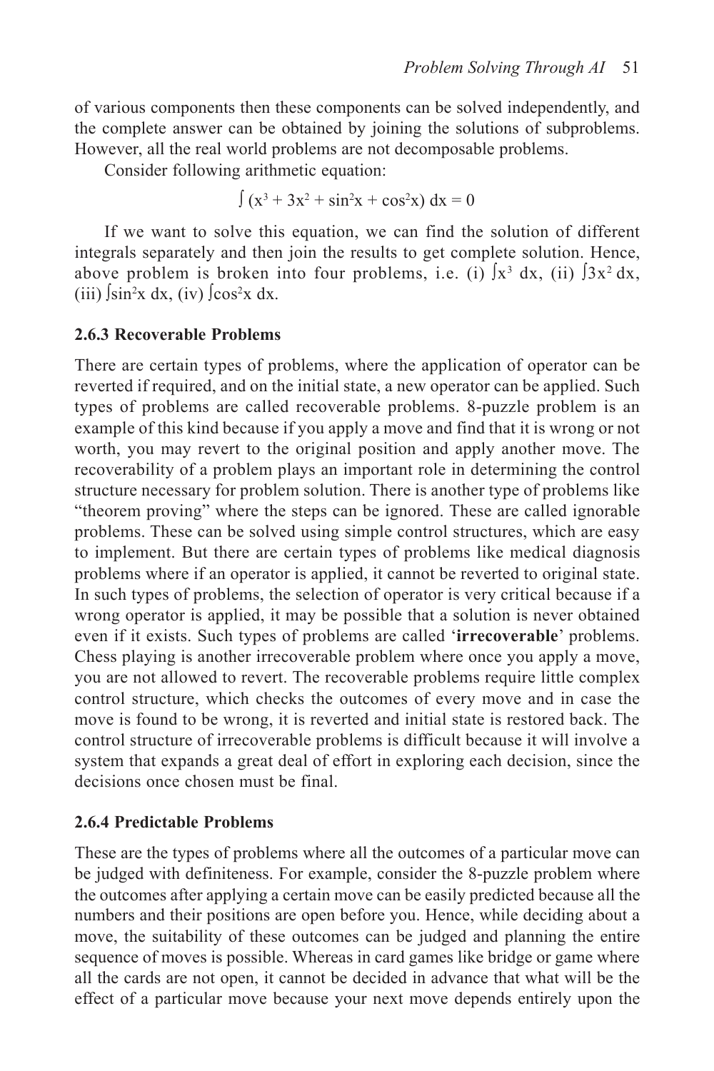of various components then these components can be solved independently, and the complete answer can be obtained by joining the solutions of subproblems. However, all the real world problems are not decomposable problems.

Consider following arithmetic equation:

$$\int (x^3 + 3x^2 + \sin^2 x + \cos^2 x)\, dx = 0$$

If we want to solve this equation, we can find the solution of different integrals separately and then join the results to get complete solution. Hence, above problem is broken into four problems, i.e. (i) $\int x^3\, dx$, (ii) $\int 3x^2\, dx$, (iii) $\int \sin^2 x\, dx$, (iv) $\int \cos^2 x\, dx$.

### 2.6.3 Recoverable Problems

There are certain types of problems, where the application of operator can be reverted if required, and on the initial state, a new operator can be applied. Such types of problems are called recoverable problems. 8-puzzle problem is an example of this kind because if you apply a move and find that it is wrong or not worth, you may revert to the original position and apply another move. The recoverability of a problem plays an important role in determining the control structure necessary for problem solution. There is another type of problems like "theorem proving" where the steps can be ignored. These are called ignorable problems. These can be solved using simple control structures, which are easy to implement. But there are certain types of problems like medical diagnosis problems where if an operator is applied, it cannot be reverted to original state. In such types of problems, the selection of operator is very critical because if a wrong operator is applied, it may be possible that a solution is never obtained even if it exists. Such types of problems are called '**irrecoverable**' problems. Chess playing is another irrecoverable problem where once you apply a move, you are not allowed to revert. The recoverable problems require little complex control structure, which checks the outcomes of every move and in case the move is found to be wrong, it is reverted and initial state is restored back. The control structure of irrecoverable problems is difficult because it will involve a system that expands a great deal of effort in exploring each decision, since the decisions once chosen must be final.

### 2.6.4 Predictable Problems

These are the types of problems where all the outcomes of a particular move can be judged with definiteness. For example, consider the 8-puzzle problem where the outcomes after applying a certain move can be easily predicted because all the numbers and their positions are open before you. Hence, while deciding about a move, the suitability of these outcomes can be judged and planning the entire sequence of moves is possible. Whereas in card games like bridge or game where all the cards are not open, it cannot be decided in advance that what will be the effect of a particular move because your next move depends entirely upon the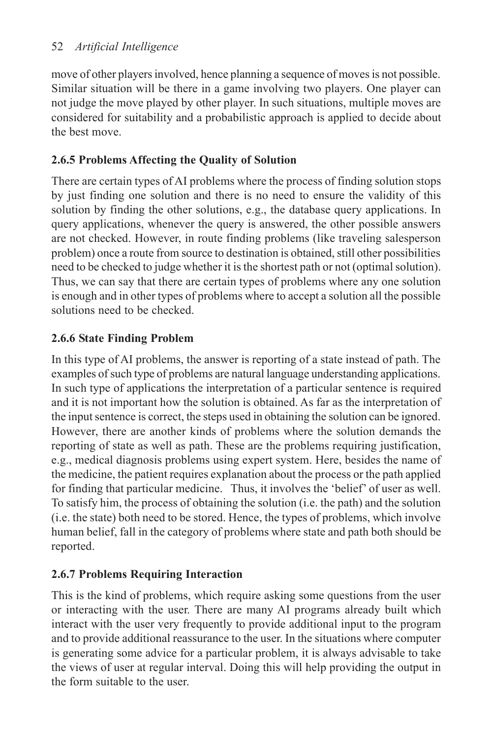move of other players involved, hence planning a sequence of moves is not possible. Similar situation will be there in a game involving two players. One player can not judge the move played by other player. In such situations, multiple moves are considered for suitability and a probabilistic approach is applied to decide about the best move.

### 2.6.5 Problems Affecting the Quality of Solution

There are certain types of AI problems where the process of finding solution stops by just finding one solution and there is no need to ensure the validity of this solution by finding the other solutions, e.g., the database query applications. In query applications, whenever the query is answered, the other possible answers are not checked. However, in route finding problems (like traveling salesperson problem) once a route from source to destination is obtained, still other possibilities need to be checked to judge whether it is the shortest path or not (optimal solution). Thus, we can say that there are certain types of problems where any one solution is enough and in other types of problems where to accept a solution all the possible solutions need to be checked.

### 2.6.6 State Finding Problem

In this type of AI problems, the answer is reporting of a state instead of path. The examples of such type of problems are natural language understanding applications. In such type of applications the interpretation of a particular sentence is required and it is not important how the solution is obtained. As far as the interpretation of the input sentence is correct, the steps used in obtaining the solution can be ignored. However, there are another kinds of problems where the solution demands the reporting of state as well as path. These are the problems requiring justification, e.g., medical diagnosis problems using expert system. Here, besides the name of the medicine, the patient requires explanation about the process or the path applied for finding that particular medicine. Thus, it involves the 'belief' of user as well. To satisfy him, the process of obtaining the solution (i.e. the path) and the solution (i.e. the state) both need to be stored. Hence, the types of problems, which involve human belief, fall in the category of problems where state and path both should be reported.

### 2.6.7 Problems Requiring Interaction

This is the kind of problems, which require asking some questions from the user or interacting with the user. There are many AI programs already built which interact with the user very frequently to provide additional input to the program and to provide additional reassurance to the user. In the situations where computer is generating some advice for a particular problem, it is always advisable to take the views of user at regular interval. Doing this will help providing the output in the form suitable to the user.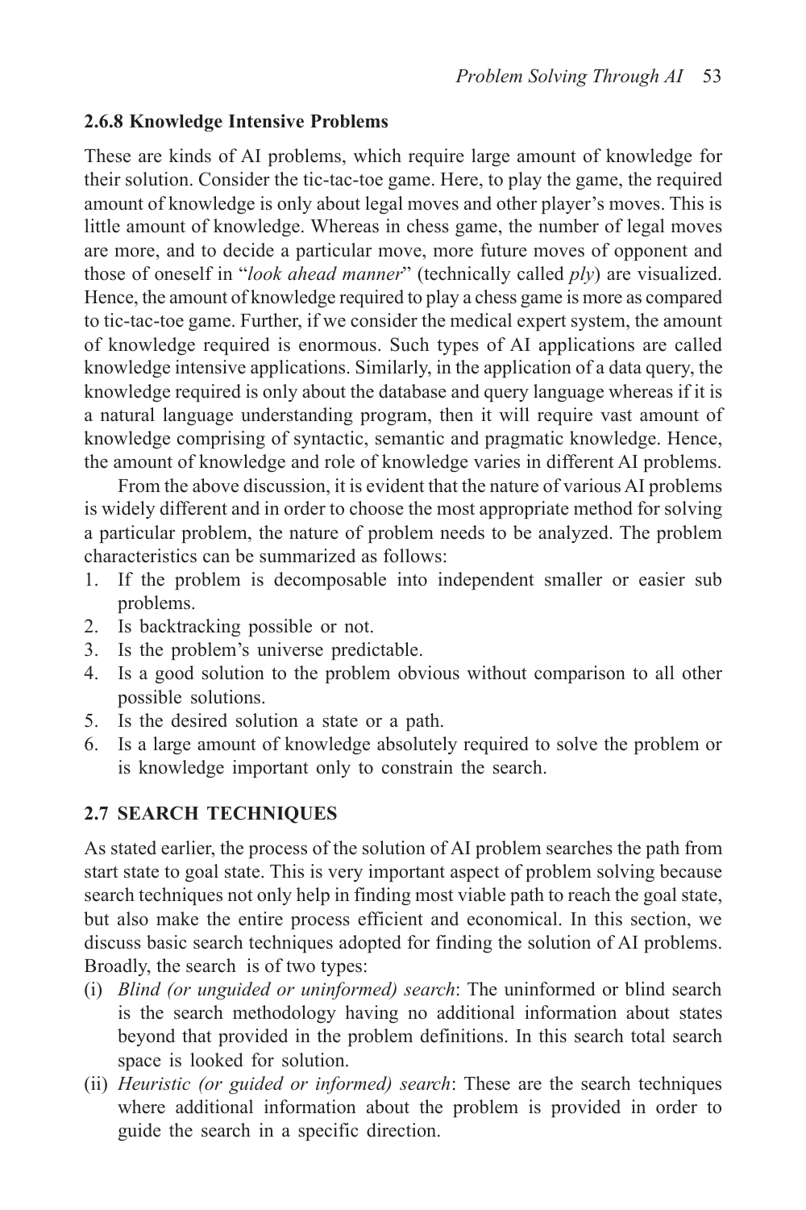### 2.6.8 Knowledge Intensive Problems

These are kinds of AI problems, which require large amount of knowledge for their solution. Consider the tic-tac-toe game. Here, to play the game, the required amount of knowledge is only about legal moves and other player's moves. This is little amount of knowledge. Whereas in chess game, the number of legal moves are more, and to decide a particular move, more future moves of opponent and those of oneself in "*look ahead manner*" (technically called *ply*) are visualized. Hence, the amount of knowledge required to play a chess game is more as compared to tic-tac-toe game. Further, if we consider the medical expert system, the amount of knowledge required is enormous. Such types of AI applications are called knowledge intensive applications. Similarly, in the application of a data query, the knowledge required is only about the database and query language whereas if it is a natural language understanding program, then it will require vast amount of knowledge comprising of syntactic, semantic and pragmatic knowledge. Hence, the amount of knowledge and role of knowledge varies in different AI problems.

From the above discussion, it is evident that the nature of various AI problems is widely different and in order to choose the most appropriate method for solving a particular problem, the nature of problem needs to be analyzed. The problem characteristics can be summarized as follows:

1. If the problem is decomposable into independent smaller or easier sub problems.
2. Is backtracking possible or not.
3. Is the problem's universe predictable.
4. Is a good solution to the problem obvious without comparison to all other possible solutions.
5. Is the desired solution a state or a path.
6. Is a large amount of knowledge absolutely required to solve the problem or is knowledge important only to constrain the search.

## 2.7 SEARCH TECHNIQUES

As stated earlier, the process of the solution of AI problem searches the path from start state to goal state. This is very important aspect of problem solving because search techniques not only help in finding most viable path to reach the goal state, but also make the entire process efficient and economical. In this section, we discuss basic search techniques adopted for finding the solution of AI problems. Broadly, the search is of two types:

(i) *Blind (or unguided or uninformed) search*: The uninformed or blind search is the search methodology having no additional information about states beyond that provided in the problem definitions. In this search total search space is looked for solution.

(ii) *Heuristic (or guided or informed) search*: These are the search techniques where additional information about the problem is provided in order to guide the search in a specific direction.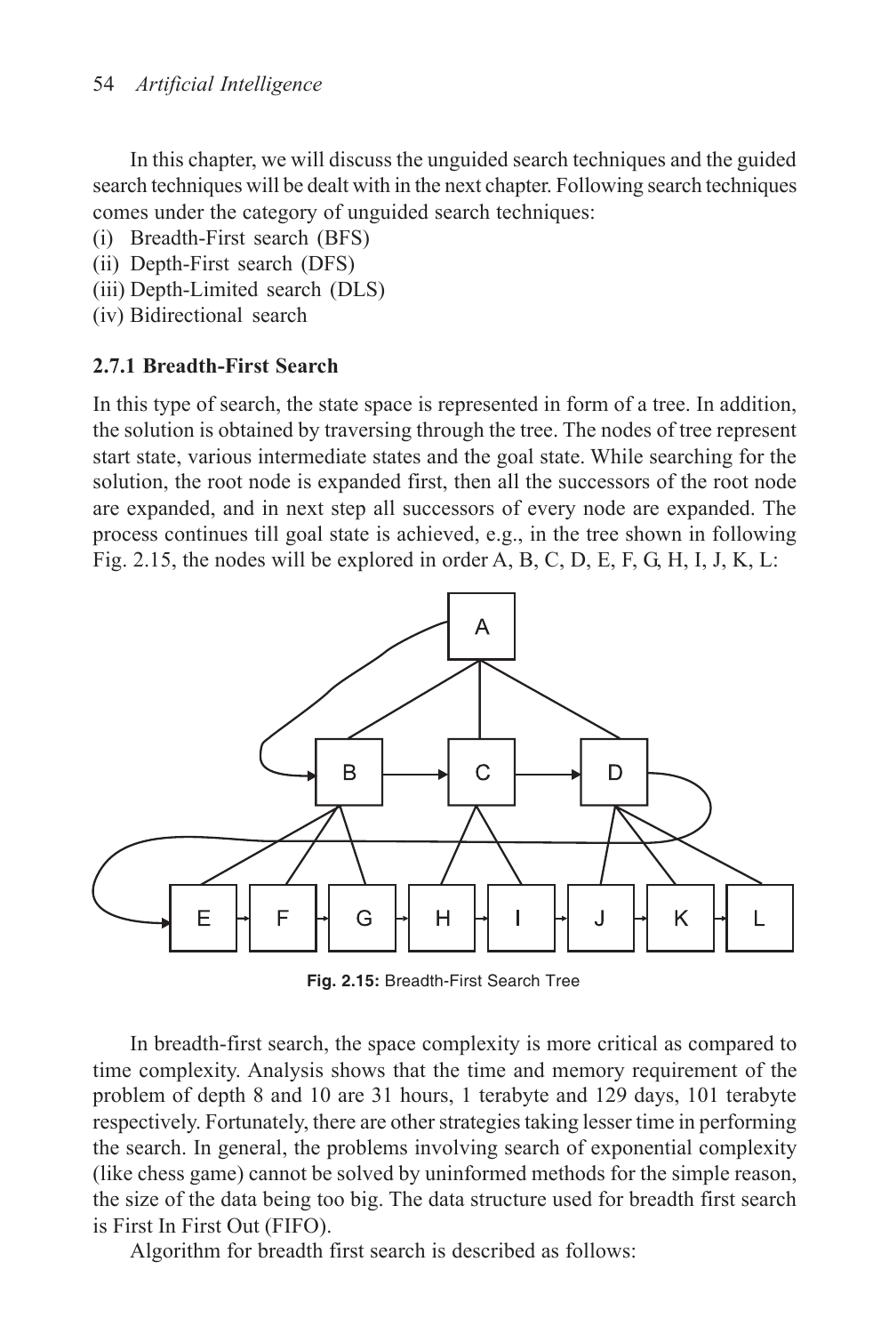In this chapter, we will discuss the unguided search techniques and the guided search techniques will be dealt with in the next chapter. Following search techniques comes under the category of unguided search techniques:

(i) Breadth-First search (BFS)
(ii) Depth-First search (DFS)
(iii) Depth-Limited search (DLS)
(iv) Bidirectional search

### 2.7.1 Breadth-First Search

In this type of search, the state space is represented in form of a tree. In addition, the solution is obtained by traversing through the tree. The nodes of tree represent start state, various intermediate states and the goal state. While searching for the solution, the root node is expanded first, then all the successors of the root node are expanded, and in next step all successors of every node are expanded. The process continues till goal state is achieved, e.g., in the tree shown in following Fig. 2.15, the nodes will be explored in order A, B, C, D, E, F, G, H, I, J, K, L:

**Fig. 2.15:** Breadth-First Search Tree

In breadth-first search, the space complexity is more critical as compared to time complexity. Analysis shows that the time and memory requirement of the problem of depth 8 and 10 are 31 hours, 1 terabyte and 129 days, 101 terabyte respectively. Fortunately, there are other strategies taking lesser time in performing the search. In general, the problems involving search of exponential complexity (like chess game) cannot be solved by uninformed methods for the simple reason, the size of the data being too big. The data structure used for breadth first search is First In First Out (FIFO).

Algorithm for breadth first search is described as follows: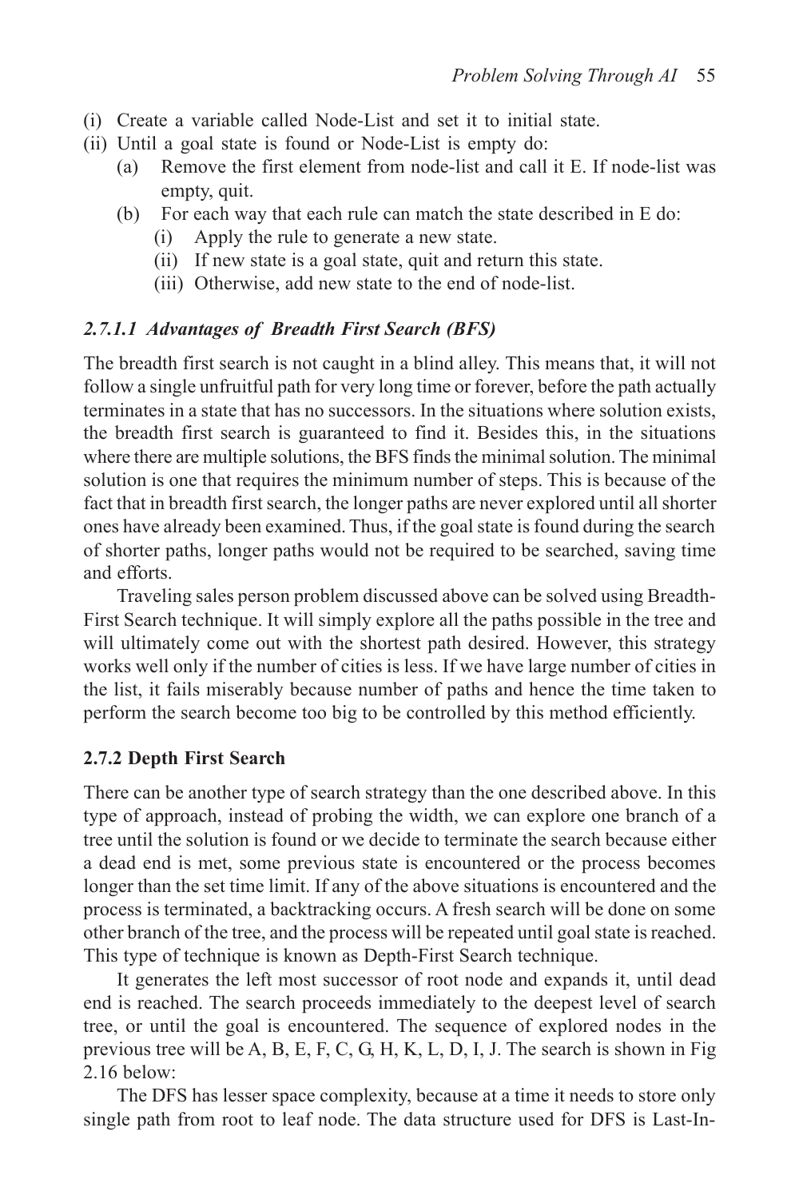(i) Create a variable called Node-List and set it to initial state.
(ii) Until a goal state is found or Node-List is empty do:
   (a) Remove the first element from node-list and call it E. If node-list was empty, quit.
   (b) For each way that each rule can match the state described in E do:
      (i) Apply the rule to generate a new state.
      (ii) If new state is a goal state, quit and return this state.
      (iii) Otherwise, add new state to the end of node-list.

#### *2.7.1.1 Advantages of Breadth First Search (BFS)*

The breadth first search is not caught in a blind alley. This means that, it will not follow a single unfruitful path for very long time or forever, before the path actually terminates in a state that has no successors. In the situations where solution exists, the breadth first search is guaranteed to find it. Besides this, in the situations where there are multiple solutions, the BFS finds the minimal solution. The minimal solution is one that requires the minimum number of steps. This is because of the fact that in breadth first search, the longer paths are never explored until all shorter ones have already been examined. Thus, if the goal state is found during the search of shorter paths, longer paths would not be required to be searched, saving time and efforts.

Traveling sales person problem discussed above can be solved using Breadth-First Search technique. It will simply explore all the paths possible in the tree and will ultimately come out with the shortest path desired. However, this strategy works well only if the number of cities is less. If we have large number of cities in the list, it fails miserably because number of paths and hence the time taken to perform the search become too big to be controlled by this method efficiently.

### 2.7.2 Depth First Search

There can be another type of search strategy than the one described above. In this type of approach, instead of probing the width, we can explore one branch of a tree until the solution is found or we decide to terminate the search because either a dead end is met, some previous state is encountered or the process becomes longer than the set time limit. If any of the above situations is encountered and the process is terminated, a backtracking occurs. A fresh search will be done on some other branch of the tree, and the process will be repeated until goal state is reached. This type of technique is known as Depth-First Search technique.

It generates the left most successor of root node and expands it, until dead end is reached. The search proceeds immediately to the deepest level of search tree, or until the goal is encountered. The sequence of explored nodes in the previous tree will be A, B, E, F, C, G, H, K, L, D, I, J. The search is shown in Fig 2.16 below:

The DFS has lesser space complexity, because at a time it needs to store only single path from root to leaf node. The data structure used for DFS is Last-In-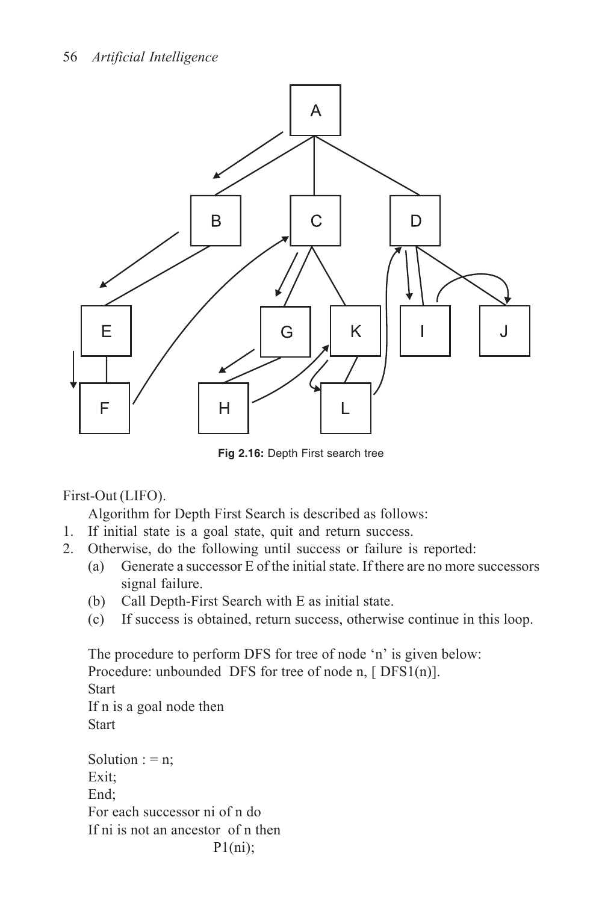Fig 2.16: Depth First search tree

First-Out (LIFO).

Algorithm for Depth First Search is described as follows:

1. If initial state is a goal state, quit and return success.
2. Otherwise, do the following until success or failure is reported:
   - (a) Generate a successor E of the initial state. If there are no more successors signal failure.
   - (b) Call Depth-First Search with E as initial state.
   - (c) If success is obtained, return success, otherwise continue in this loop.

The procedure to perform DFS for tree of node 'n' is given below:

Procedure: unbounded DFS for tree of node n, [ DFS1(n)].

```
Start
If n is a goal node then
Start

Solution : = n;
Exit;
End;
For each successor ni of n do
If ni is not an ancestor of n then
        P1(ni);
```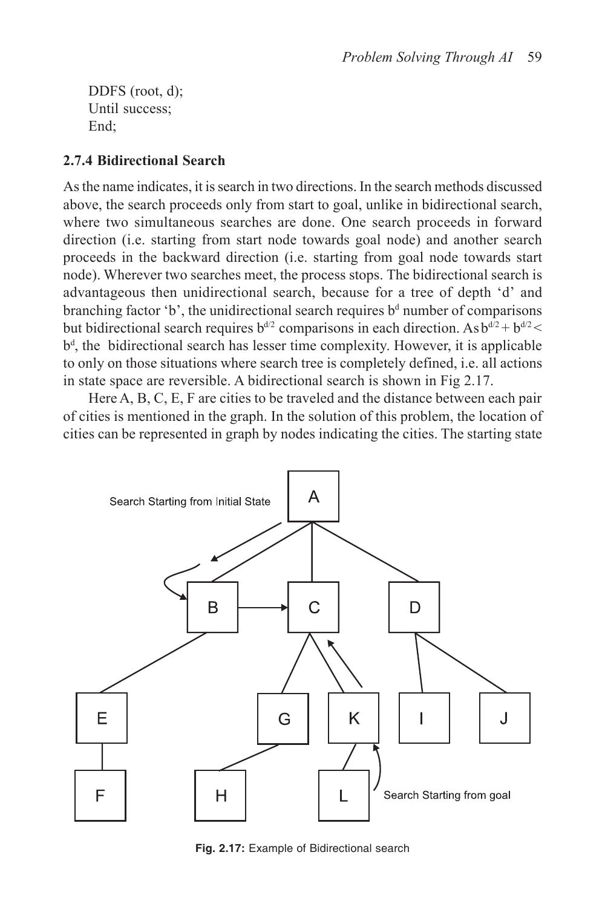DDFS (root, d);  
Until success;  
End;

### 2.7.4 Bidirectional Search

As the name indicates, it is search in two directions. In the search methods discussed above, the search proceeds only from start to goal, unlike in bidirectional search, where two simultaneous searches are done. One search proceeds in forward direction (i.e. starting from start node towards goal node) and another search proceeds in the backward direction (i.e. starting from goal node towards start node). Wherever two searches meet, the process stops. The bidirectional search is advantageous then unidirectional search, because for a tree of depth 'd' and branching factor 'b', the unidirectional search requires $b^d$ number of comparisons but bidirectional search requires $b^{d/2}$ comparisons in each direction. As $b^{d/2} + b^{d/2} < b^d$, the bidirectional search has lesser time complexity. However, it is applicable to only on those situations where search tree is completely defined, i.e. all actions in state space are reversible. A bidirectional search is shown in Fig 2.17.

Here A, B, C, E, F are cities to be traveled and the distance between each pair of cities is mentioned in the graph. In the solution of this problem, the location of cities can be represented in graph by nodes indicating the cities. The starting state

Search Starting from Initial State

A

B

C

D

E

G

K

I

J

F

H

L

Search Starting from goal

**Fig. 2.17:** Example of Bidirectional search